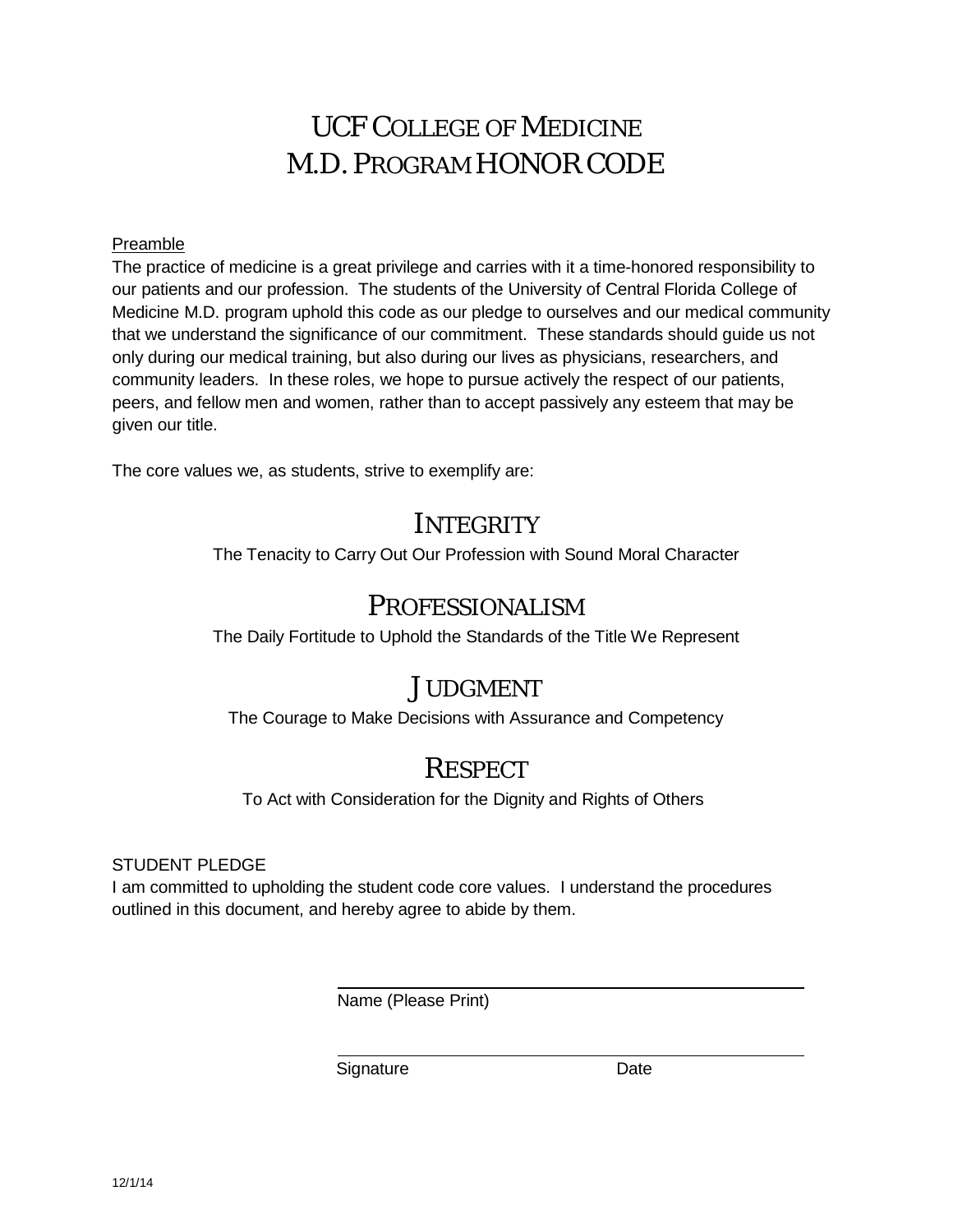# UCF College of Medicine
# M.D. Program HONOR CODE

Preamble

The practice of medicine is a great privilege and carries with it a time-honored responsibility to our patients and our profession. The students of the University of Central Florida College of Medicine M.D. program uphold this code as our pledge to ourselves and our medical community that we understand the significance of our commitment. These standards should guide us not only during our medical training, but also during our lives as physicians, researchers, and community leaders. In these roles, we hope to pursue actively the respect of our patients, peers, and fellow men and women, rather than to accept passively any esteem that may be given our title.

The core values we, as students, strive to exemplify are:

## Integrity

The Tenacity to Carry Out Our Profession with Sound Moral Character

## Professionalism

The Daily Fortitude to Uphold the Standards of the Title We Represent

## Judgment

The Courage to Make Decisions with Assurance and Competency

## Respect

To Act with Consideration for the Dignity and Rights of Others

STUDENT PLEDGE

I am committed to upholding the student code core values. I understand the procedures outlined in this document, and hereby agree to abide by them.

_______________________________________
Name (Please Print)

_______________________________________
Signature Date

12/1/14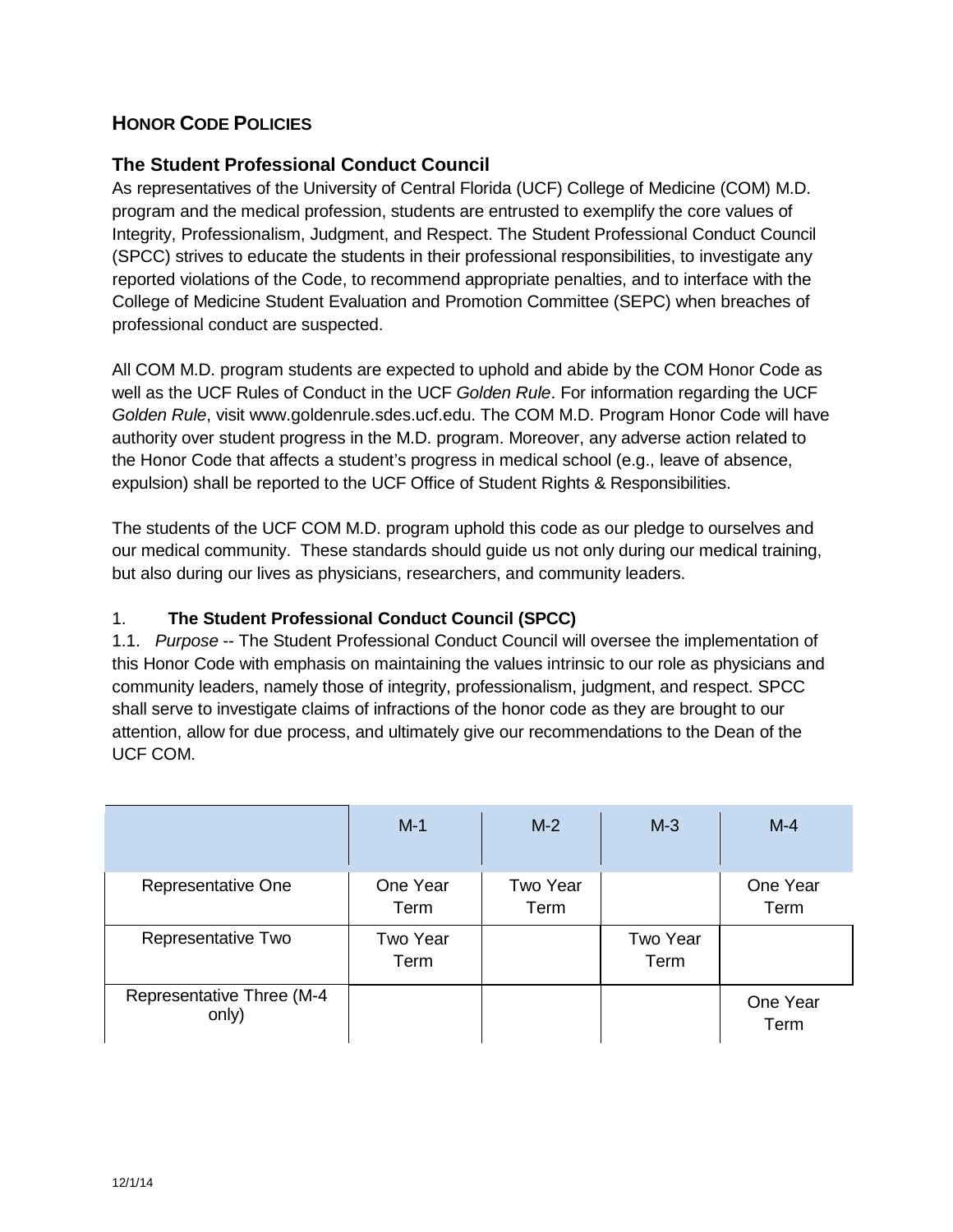## HONOR CODE POLICIES

### The Student Professional Conduct Council

As representatives of the University of Central Florida (UCF) College of Medicine (COM) M.D. program and the medical profession, students are entrusted to exemplify the core values of Integrity, Professionalism, Judgment, and Respect. The Student Professional Conduct Council (SPCC) strives to educate the students in their professional responsibilities, to investigate any reported violations of the Code, to recommend appropriate penalties, and to interface with the College of Medicine Student Evaluation and Promotion Committee (SEPC) when breaches of professional conduct are suspected.

All COM M.D. program students are expected to uphold and abide by the COM Honor Code as well as the UCF Rules of Conduct in the UCF *Golden Rule*. For information regarding the UCF *Golden Rule*, visit www.goldenrule.sdes.ucf.edu. The COM M.D. Program Honor Code will have authority over student progress in the M.D. program. Moreover, any adverse action related to the Honor Code that affects a student's progress in medical school (e.g., leave of absence, expulsion) shall be reported to the UCF Office of Student Rights & Responsibilities.

The students of the UCF COM M.D. program uphold this code as our pledge to ourselves and our medical community. These standards should guide us not only during our medical training, but also during our lives as physicians, researchers, and community leaders.

1. **The Student Professional Conduct Council (SPCC)**

1.1. *Purpose* -- The Student Professional Conduct Council will oversee the implementation of this Honor Code with emphasis on maintaining the values intrinsic to our role as physicians and community leaders, namely those of integrity, professionalism, judgment, and respect. SPCC shall serve to investigate claims of infractions of the honor code as they are brought to our attention, allow for due process, and ultimately give our recommendations to the Dean of the UCF COM.

| | M-1 | M-2 | M-3 | M-4 |
|---|---|---|---|---|
| Representative One | One Year Term | Two Year Term | | One Year Term |
| Representative Two | Two Year Term | | Two Year Term | |
| Representative Three (M-4 only) | | | | One Year Term |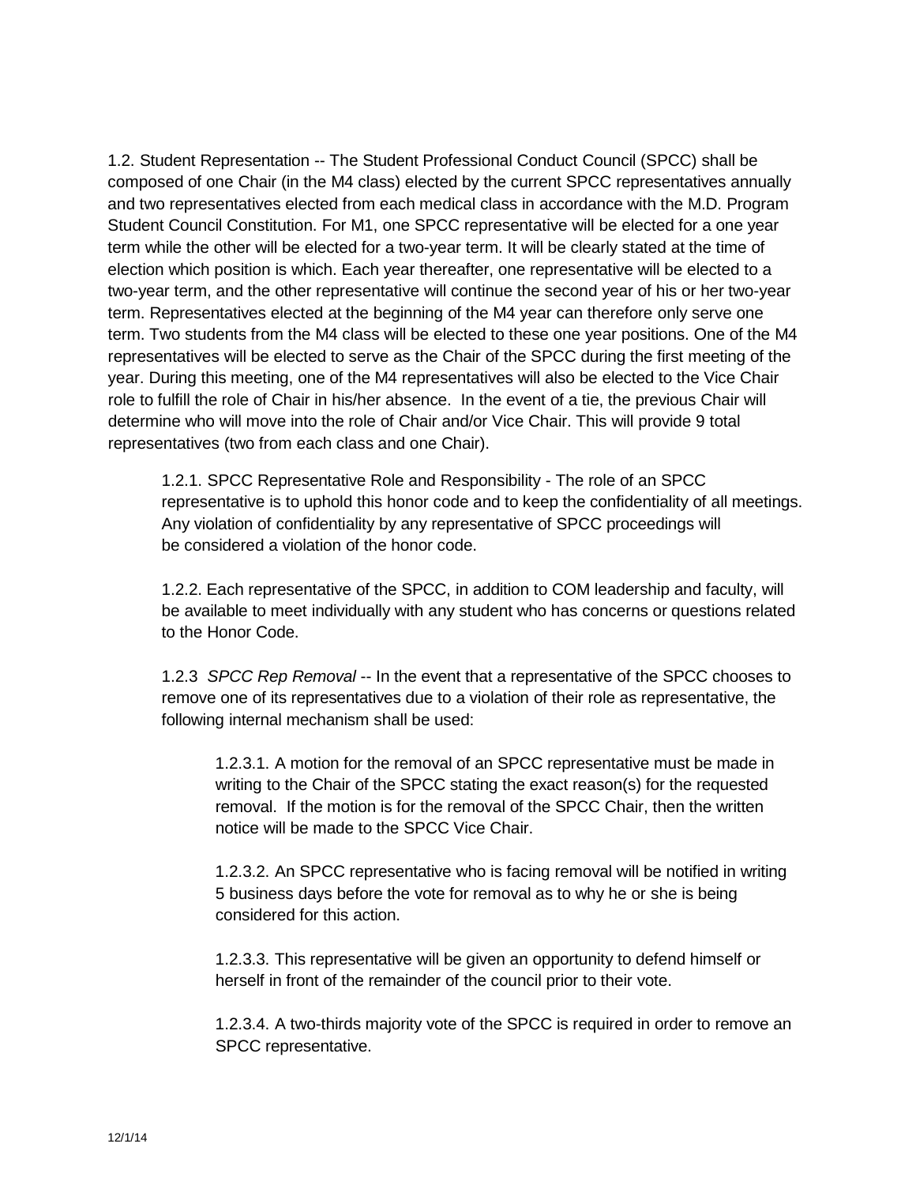1.2. Student Representation -- The Student Professional Conduct Council (SPCC) shall be composed of one Chair (in the M4 class) elected by the current SPCC representatives annually and two representatives elected from each medical class in accordance with the M.D. Program Student Council Constitution. For M1, one SPCC representative will be elected for a one year term while the other will be elected for a two-year term. It will be clearly stated at the time of election which position is which. Each year thereafter, one representative will be elected to a two-year term, and the other representative will continue the second year of his or her two-year term. Representatives elected at the beginning of the M4 year can therefore only serve one term. Two students from the M4 class will be elected to these one year positions. One of the M4 representatives will be elected to serve as the Chair of the SPCC during the first meeting of the year. During this meeting, one of the M4 representatives will also be elected to the Vice Chair role to fulfill the role of Chair in his/her absence. In the event of a tie, the previous Chair will determine who will move into the role of Chair and/or Vice Chair. This will provide 9 total representatives (two from each class and one Chair).

1.2.1. SPCC Representative Role and Responsibility - The role of an SPCC representative is to uphold this honor code and to keep the confidentiality of all meetings. Any violation of confidentiality by any representative of SPCC proceedings will be considered a violation of the honor code.

1.2.2. Each representative of the SPCC, in addition to COM leadership and faculty, will be available to meet individually with any student who has concerns or questions related to the Honor Code.

1.2.3 *SPCC Rep Removal* -- In the event that a representative of the SPCC chooses to remove one of its representatives due to a violation of their role as representative, the following internal mechanism shall be used:

1.2.3.1. A motion for the removal of an SPCC representative must be made in writing to the Chair of the SPCC stating the exact reason(s) for the requested removal. If the motion is for the removal of the SPCC Chair, then the written notice will be made to the SPCC Vice Chair.

1.2.3.2. An SPCC representative who is facing removal will be notified in writing 5 business days before the vote for removal as to why he or she is being considered for this action.

1.2.3.3. This representative will be given an opportunity to defend himself or herself in front of the remainder of the council prior to their vote.

1.2.3.4. A two-thirds majority vote of the SPCC is required in order to remove an SPCC representative.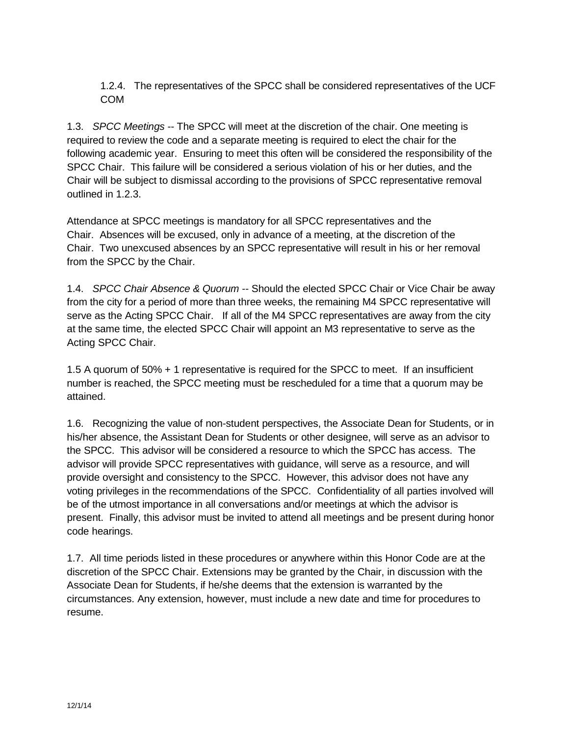1.2.4. The representatives of the SPCC shall be considered representatives of the UCF COM

1.3. *SPCC Meetings* -- The SPCC will meet at the discretion of the chair. One meeting is required to review the code and a separate meeting is required to elect the chair for the following academic year. Ensuring to meet this often will be considered the responsibility of the SPCC Chair. This failure will be considered a serious violation of his or her duties, and the Chair will be subject to dismissal according to the provisions of SPCC representative removal outlined in 1.2.3.

Attendance at SPCC meetings is mandatory for all SPCC representatives and the Chair. Absences will be excused, only in advance of a meeting, at the discretion of the Chair. Two unexcused absences by an SPCC representative will result in his or her removal from the SPCC by the Chair.

1.4. *SPCC Chair Absence & Quorum* -- Should the elected SPCC Chair or Vice Chair be away from the city for a period of more than three weeks, the remaining M4 SPCC representative will serve as the Acting SPCC Chair. If all of the M4 SPCC representatives are away from the city at the same time, the elected SPCC Chair will appoint an M3 representative to serve as the Acting SPCC Chair.

1.5 A quorum of 50% + 1 representative is required for the SPCC to meet. If an insufficient number is reached, the SPCC meeting must be rescheduled for a time that a quorum may be attained.

1.6. Recognizing the value of non-student perspectives, the Associate Dean for Students, or in his/her absence, the Assistant Dean for Students or other designee, will serve as an advisor to the SPCC. This advisor will be considered a resource to which the SPCC has access. The advisor will provide SPCC representatives with guidance, will serve as a resource, and will provide oversight and consistency to the SPCC. However, this advisor does not have any voting privileges in the recommendations of the SPCC. Confidentiality of all parties involved will be of the utmost importance in all conversations and/or meetings at which the advisor is present. Finally, this advisor must be invited to attend all meetings and be present during honor code hearings.

1.7. All time periods listed in these procedures or anywhere within this Honor Code are at the discretion of the SPCC Chair. Extensions may be granted by the Chair, in discussion with the Associate Dean for Students, if he/she deems that the extension is warranted by the circumstances. Any extension, however, must include a new date and time for procedures to resume.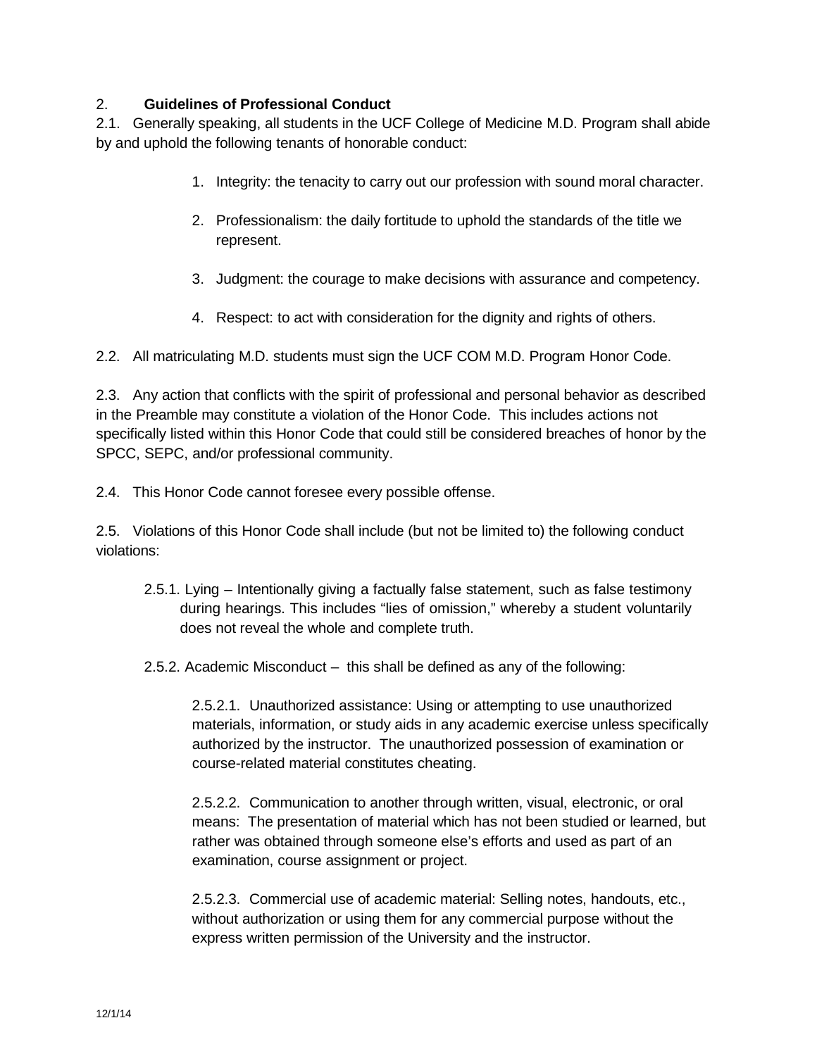## 2. **Guidelines of Professional Conduct**

2.1. Generally speaking, all students in the UCF College of Medicine M.D. Program shall abide by and uphold the following tenants of honorable conduct:

1. Integrity: the tenacity to carry out our profession with sound moral character.
2. Professionalism: the daily fortitude to uphold the standards of the title we represent.
3. Judgment: the courage to make decisions with assurance and competency.
4. Respect: to act with consideration for the dignity and rights of others.

2.2. All matriculating M.D. students must sign the UCF COM M.D. Program Honor Code.

2.3. Any action that conflicts with the spirit of professional and personal behavior as described in the Preamble may constitute a violation of the Honor Code. This includes actions not specifically listed within this Honor Code that could still be considered breaches of honor by the SPCC, SEPC, and/or professional community.

2.4. This Honor Code cannot foresee every possible offense.

2.5. Violations of this Honor Code shall include (but not be limited to) the following conduct violations:

2.5.1. Lying – Intentionally giving a factually false statement, such as false testimony during hearings. This includes "lies of omission," whereby a student voluntarily does not reveal the whole and complete truth.

2.5.2. Academic Misconduct – this shall be defined as any of the following:

2.5.2.1. Unauthorized assistance: Using or attempting to use unauthorized materials, information, or study aids in any academic exercise unless specifically authorized by the instructor. The unauthorized possession of examination or course-related material constitutes cheating.

2.5.2.2. Communication to another through written, visual, electronic, or oral means: The presentation of material which has not been studied or learned, but rather was obtained through someone else's efforts and used as part of an examination, course assignment or project.

2.5.2.3. Commercial use of academic material: Selling notes, handouts, etc., without authorization or using them for any commercial purpose without the express written permission of the University and the instructor.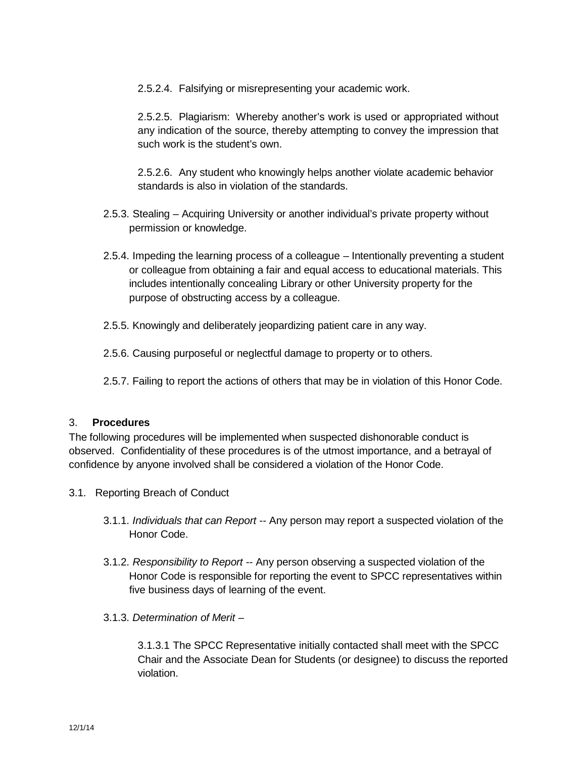2.5.2.4. Falsifying or misrepresenting your academic work.

2.5.2.5. Plagiarism: Whereby another's work is used or appropriated without any indication of the source, thereby attempting to convey the impression that such work is the student's own.

2.5.2.6. Any student who knowingly helps another violate academic behavior standards is also in violation of the standards.

2.5.3. Stealing – Acquiring University or another individual's private property without permission or knowledge.

2.5.4. Impeding the learning process of a colleague – Intentionally preventing a student or colleague from obtaining a fair and equal access to educational materials. This includes intentionally concealing Library or other University property for the purpose of obstructing access by a colleague.

2.5.5. Knowingly and deliberately jeopardizing patient care in any way.

2.5.6. Causing purposeful or neglectful damage to property or to others.

2.5.7. Failing to report the actions of others that may be in violation of this Honor Code.

## 3. **Procedures**

The following procedures will be implemented when suspected dishonorable conduct is observed. Confidentiality of these procedures is of the utmost importance, and a betrayal of confidence by anyone involved shall be considered a violation of the Honor Code.

3.1. Reporting Breach of Conduct

3.1.1. *Individuals that can Report* -- Any person may report a suspected violation of the Honor Code.

3.1.2. *Responsibility to Report* -- Any person observing a suspected violation of the Honor Code is responsible for reporting the event to SPCC representatives within five business days of learning of the event.

3.1.3. *Determination of Merit* –

3.1.3.1 The SPCC Representative initially contacted shall meet with the SPCC Chair and the Associate Dean for Students (or designee) to discuss the reported violation.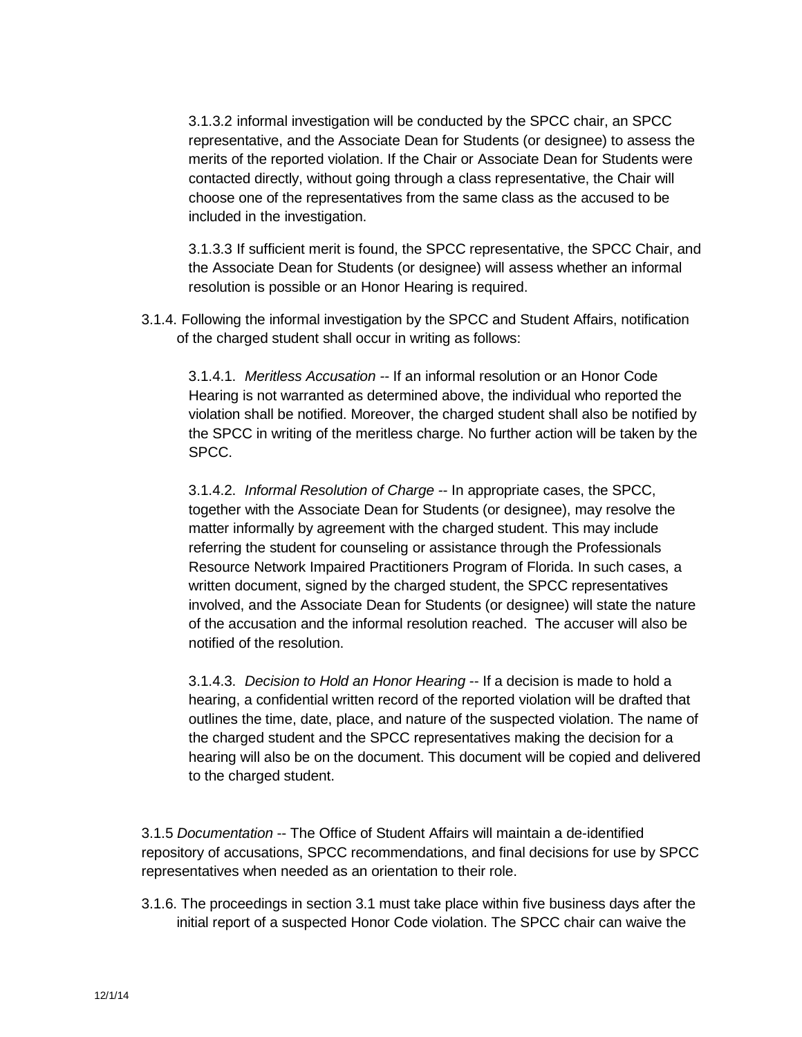3.1.3.2 informal investigation will be conducted by the SPCC chair, an SPCC representative, and the Associate Dean for Students (or designee) to assess the merits of the reported violation. If the Chair or Associate Dean for Students were contacted directly, without going through a class representative, the Chair will choose one of the representatives from the same class as the accused to be included in the investigation.

3.1.3.3 If sufficient merit is found, the SPCC representative, the SPCC Chair, and the Associate Dean for Students (or designee) will assess whether an informal resolution is possible or an Honor Hearing is required.

3.1.4. Following the informal investigation by the SPCC and Student Affairs, notification of the charged student shall occur in writing as follows:

3.1.4.1. *Meritless Accusation* -- If an informal resolution or an Honor Code Hearing is not warranted as determined above, the individual who reported the violation shall be notified. Moreover, the charged student shall also be notified by the SPCC in writing of the meritless charge. No further action will be taken by the SPCC.

3.1.4.2. *Informal Resolution of Charge* -- In appropriate cases, the SPCC, together with the Associate Dean for Students (or designee), may resolve the matter informally by agreement with the charged student. This may include referring the student for counseling or assistance through the Professionals Resource Network Impaired Practitioners Program of Florida. In such cases, a written document, signed by the charged student, the SPCC representatives involved, and the Associate Dean for Students (or designee) will state the nature of the accusation and the informal resolution reached. The accuser will also be notified of the resolution.

3.1.4.3. *Decision to Hold an Honor Hearing* -- If a decision is made to hold a hearing, a confidential written record of the reported violation will be drafted that outlines the time, date, place, and nature of the suspected violation. The name of the charged student and the SPCC representatives making the decision for a hearing will also be on the document. This document will be copied and delivered to the charged student.

3.1.5 *Documentation* -- The Office of Student Affairs will maintain a de-identified repository of accusations, SPCC recommendations, and final decisions for use by SPCC representatives when needed as an orientation to their role.

3.1.6. The proceedings in section 3.1 must take place within five business days after the initial report of a suspected Honor Code violation. The SPCC chair can waive the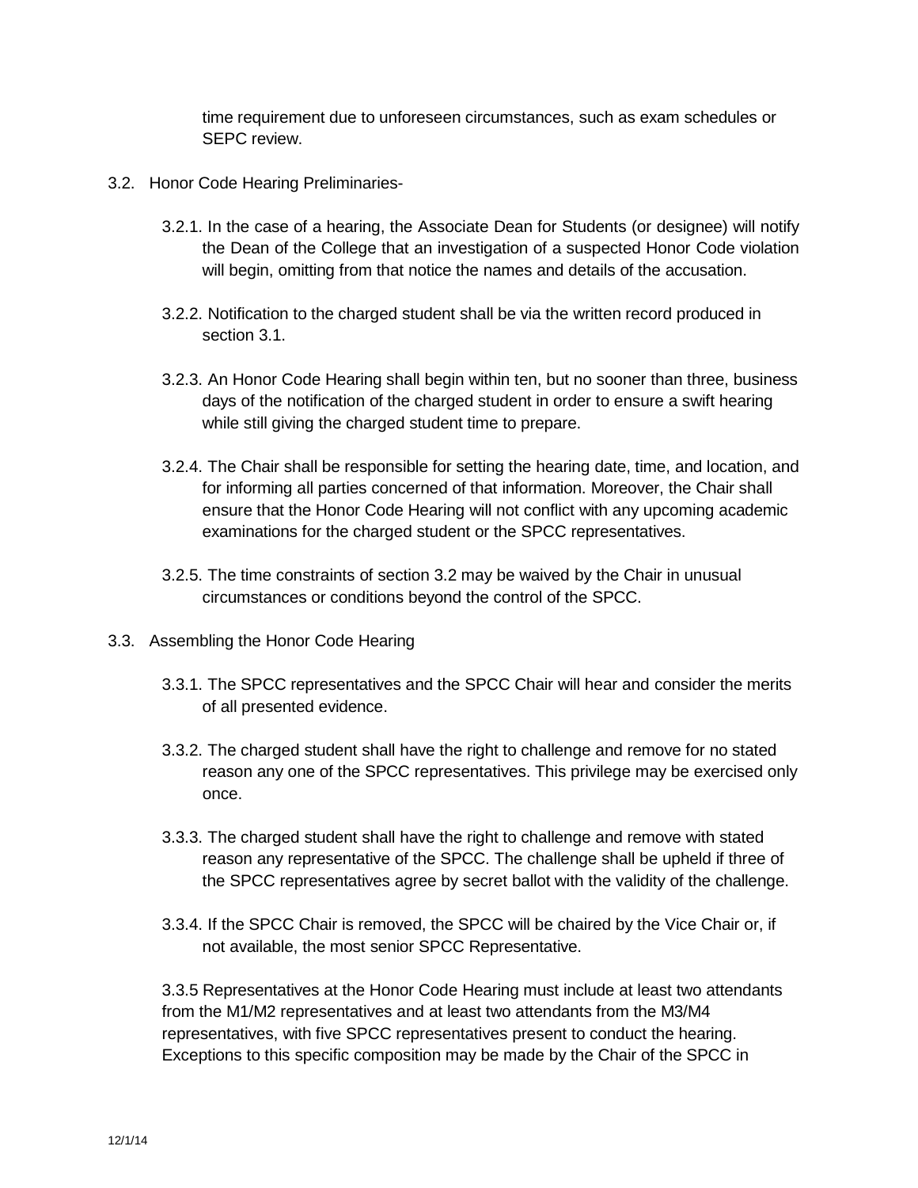time requirement due to unforeseen circumstances, such as exam schedules or SEPC review.

3.2. Honor Code Hearing Preliminaries-

3.2.1. In the case of a hearing, the Associate Dean for Students (or designee) will notify the Dean of the College that an investigation of a suspected Honor Code violation will begin, omitting from that notice the names and details of the accusation.

3.2.2. Notification to the charged student shall be via the written record produced in section 3.1.

3.2.3. An Honor Code Hearing shall begin within ten, but no sooner than three, business days of the notification of the charged student in order to ensure a swift hearing while still giving the charged student time to prepare.

3.2.4. The Chair shall be responsible for setting the hearing date, time, and location, and for informing all parties concerned of that information. Moreover, the Chair shall ensure that the Honor Code Hearing will not conflict with any upcoming academic examinations for the charged student or the SPCC representatives.

3.2.5. The time constraints of section 3.2 may be waived by the Chair in unusual circumstances or conditions beyond the control of the SPCC.

3.3. Assembling the Honor Code Hearing

3.3.1. The SPCC representatives and the SPCC Chair will hear and consider the merits of all presented evidence.

3.3.2. The charged student shall have the right to challenge and remove for no stated reason any one of the SPCC representatives. This privilege may be exercised only once.

3.3.3. The charged student shall have the right to challenge and remove with stated reason any representative of the SPCC. The challenge shall be upheld if three of the SPCC representatives agree by secret ballot with the validity of the challenge.

3.3.4. If the SPCC Chair is removed, the SPCC will be chaired by the Vice Chair or, if not available, the most senior SPCC Representative.

3.3.5 Representatives at the Honor Code Hearing must include at least two attendants from the M1/M2 representatives and at least two attendants from the M3/M4 representatives, with five SPCC representatives present to conduct the hearing. Exceptions to this specific composition may be made by the Chair of the SPCC in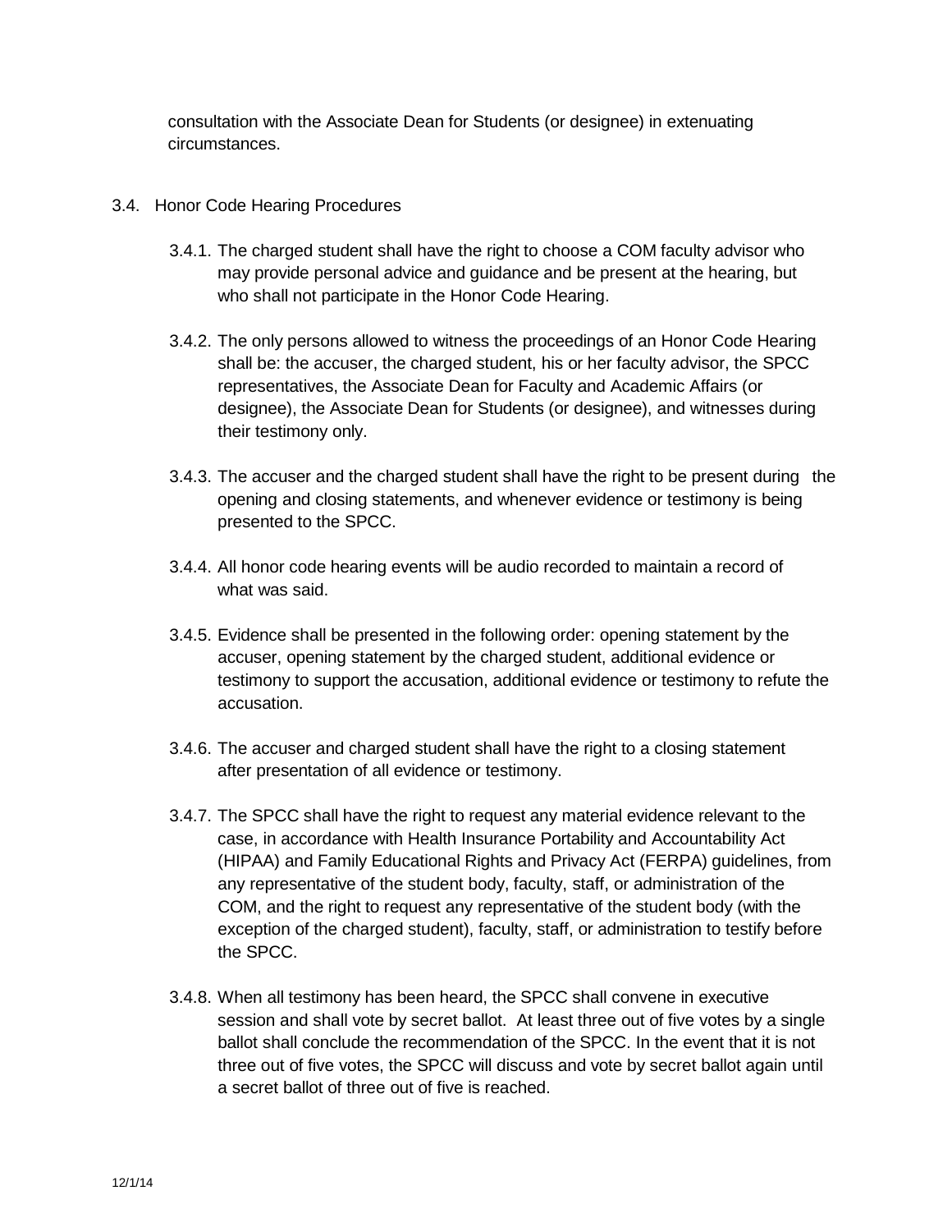consultation with the Associate Dean for Students (or designee) in extenuating circumstances.

3.4. Honor Code Hearing Procedures

3.4.1. The charged student shall have the right to choose a COM faculty advisor who may provide personal advice and guidance and be present at the hearing, but who shall not participate in the Honor Code Hearing.

3.4.2. The only persons allowed to witness the proceedings of an Honor Code Hearing shall be: the accuser, the charged student, his or her faculty advisor, the SPCC representatives, the Associate Dean for Faculty and Academic Affairs (or designee), the Associate Dean for Students (or designee), and witnesses during their testimony only.

3.4.3. The accuser and the charged student shall have the right to be present during the opening and closing statements, and whenever evidence or testimony is being presented to the SPCC.

3.4.4. All honor code hearing events will be audio recorded to maintain a record of what was said.

3.4.5. Evidence shall be presented in the following order: opening statement by the accuser, opening statement by the charged student, additional evidence or testimony to support the accusation, additional evidence or testimony to refute the accusation.

3.4.6. The accuser and charged student shall have the right to a closing statement after presentation of all evidence or testimony.

3.4.7. The SPCC shall have the right to request any material evidence relevant to the case, in accordance with Health Insurance Portability and Accountability Act (HIPAA) and Family Educational Rights and Privacy Act (FERPA) guidelines, from any representative of the student body, faculty, staff, or administration of the COM, and the right to request any representative of the student body (with the exception of the charged student), faculty, staff, or administration to testify before the SPCC.

3.4.8. When all testimony has been heard, the SPCC shall convene in executive session and shall vote by secret ballot. At least three out of five votes by a single ballot shall conclude the recommendation of the SPCC. In the event that it is not three out of five votes, the SPCC will discuss and vote by secret ballot again until a secret ballot of three out of five is reached.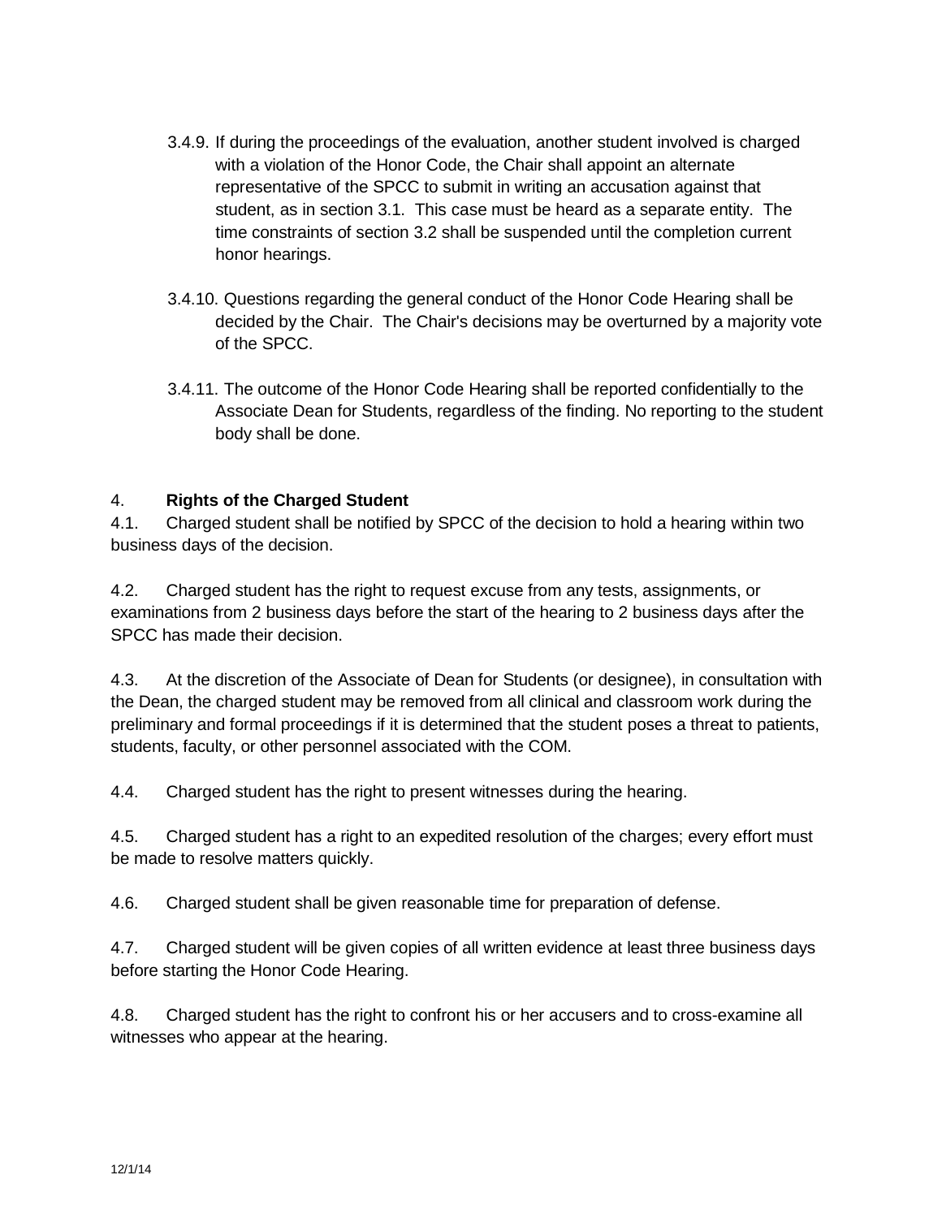3.4.9. If during the proceedings of the evaluation, another student involved is charged with a violation of the Honor Code, the Chair shall appoint an alternate representative of the SPCC to submit in writing an accusation against that student, as in section 3.1. This case must be heard as a separate entity. The time constraints of section 3.2 shall be suspended until the completion current honor hearings.

3.4.10. Questions regarding the general conduct of the Honor Code Hearing shall be decided by the Chair. The Chair's decisions may be overturned by a majority vote of the SPCC.

3.4.11. The outcome of the Honor Code Hearing shall be reported confidentially to the Associate Dean for Students, regardless of the finding. No reporting to the student body shall be done.

4. **Rights of the Charged Student**

4.1. Charged student shall be notified by SPCC of the decision to hold a hearing within two business days of the decision.

4.2. Charged student has the right to request excuse from any tests, assignments, or examinations from 2 business days before the start of the hearing to 2 business days after the SPCC has made their decision.

4.3. At the discretion of the Associate of Dean for Students (or designee), in consultation with the Dean, the charged student may be removed from all clinical and classroom work during the preliminary and formal proceedings if it is determined that the student poses a threat to patients, students, faculty, or other personnel associated with the COM.

4.4. Charged student has the right to present witnesses during the hearing.

4.5. Charged student has a right to an expedited resolution of the charges; every effort must be made to resolve matters quickly.

4.6. Charged student shall be given reasonable time for preparation of defense.

4.7. Charged student will be given copies of all written evidence at least three business days before starting the Honor Code Hearing.

4.8. Charged student has the right to confront his or her accusers and to cross-examine all witnesses who appear at the hearing.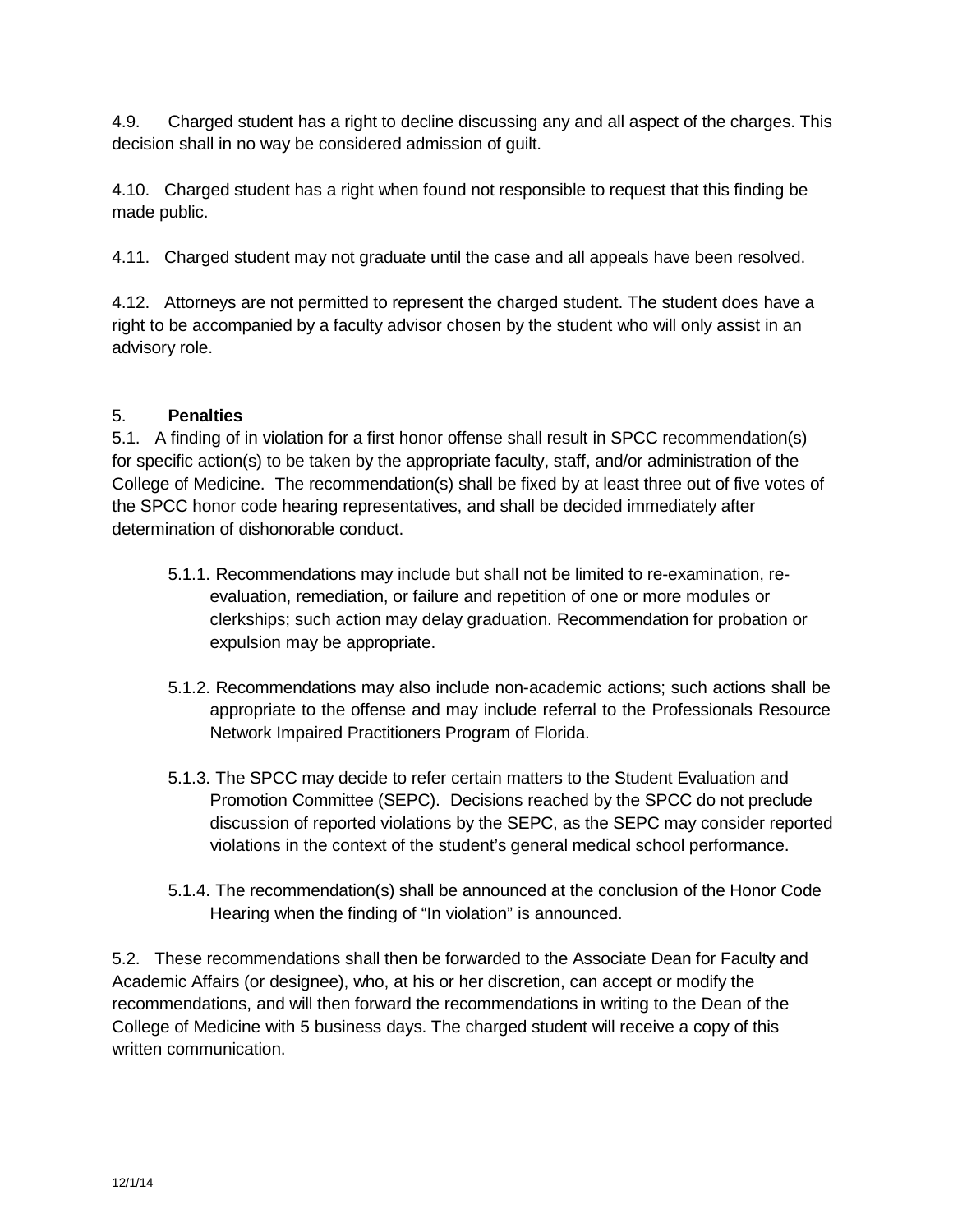4.9. Charged student has a right to decline discussing any and all aspect of the charges. This decision shall in no way be considered admission of guilt.

4.10. Charged student has a right when found not responsible to request that this finding be made public.

4.11. Charged student may not graduate until the case and all appeals have been resolved.

4.12. Attorneys are not permitted to represent the charged student. The student does have a right to be accompanied by a faculty advisor chosen by the student who will only assist in an advisory role.

## 5. **Penalties**

5.1. A finding of in violation for a first honor offense shall result in SPCC recommendation(s) for specific action(s) to be taken by the appropriate faculty, staff, and/or administration of the College of Medicine. The recommendation(s) shall be fixed by at least three out of five votes of the SPCC honor code hearing representatives, and shall be decided immediately after determination of dishonorable conduct.

- 5.1.1. Recommendations may include but shall not be limited to re-examination, re-evaluation, remediation, or failure and repetition of one or more modules or clerkships; such action may delay graduation. Recommendation for probation or expulsion may be appropriate.

- 5.1.2. Recommendations may also include non-academic actions; such actions shall be appropriate to the offense and may include referral to the Professionals Resource Network Impaired Practitioners Program of Florida.

- 5.1.3. The SPCC may decide to refer certain matters to the Student Evaluation and Promotion Committee (SEPC). Decisions reached by the SPCC do not preclude discussion of reported violations by the SEPC, as the SEPC may consider reported violations in the context of the student's general medical school performance.

- 5.1.4. The recommendation(s) shall be announced at the conclusion of the Honor Code Hearing when the finding of "In violation" is announced.

5.2. These recommendations shall then be forwarded to the Associate Dean for Faculty and Academic Affairs (or designee), who, at his or her discretion, can accept or modify the recommendations, and will then forward the recommendations in writing to the Dean of the College of Medicine with 5 business days. The charged student will receive a copy of this written communication.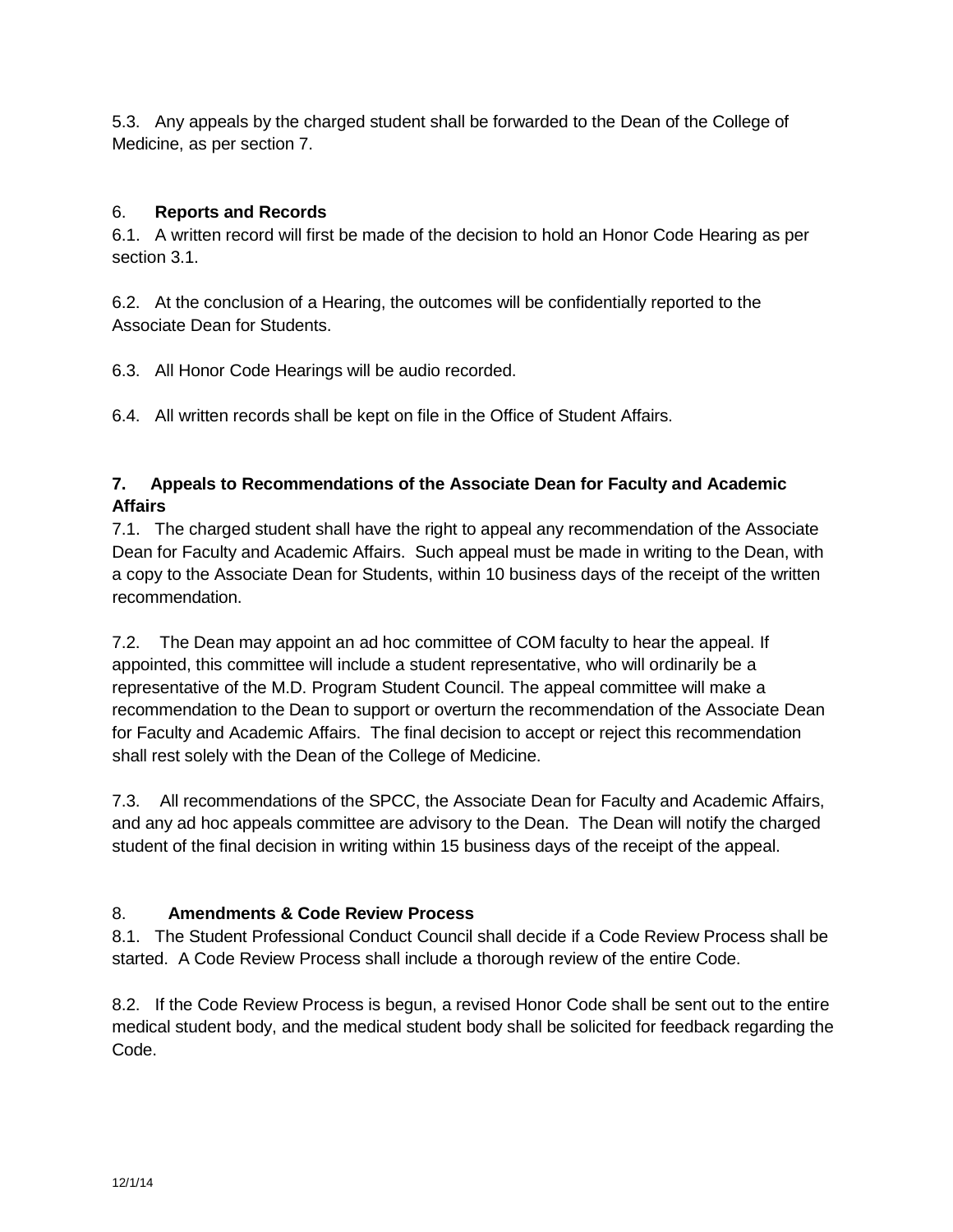5.3. Any appeals by the charged student shall be forwarded to the Dean of the College of Medicine, as per section 7.

## 6. Reports and Records

6.1. A written record will first be made of the decision to hold an Honor Code Hearing as per section 3.1.

6.2. At the conclusion of a Hearing, the outcomes will be confidentially reported to the Associate Dean for Students.

6.3. All Honor Code Hearings will be audio recorded.

6.4. All written records shall be kept on file in the Office of Student Affairs.

## 7. Appeals to Recommendations of the Associate Dean for Faculty and Academic Affairs

7.1. The charged student shall have the right to appeal any recommendation of the Associate Dean for Faculty and Academic Affairs. Such appeal must be made in writing to the Dean, with a copy to the Associate Dean for Students, within 10 business days of the receipt of the written recommendation.

7.2. The Dean may appoint an ad hoc committee of COM faculty to hear the appeal. If appointed, this committee will include a student representative, who will ordinarily be a representative of the M.D. Program Student Council. The appeal committee will make a recommendation to the Dean to support or overturn the recommendation of the Associate Dean for Faculty and Academic Affairs. The final decision to accept or reject this recommendation shall rest solely with the Dean of the College of Medicine.

7.3. All recommendations of the SPCC, the Associate Dean for Faculty and Academic Affairs, and any ad hoc appeals committee are advisory to the Dean. The Dean will notify the charged student of the final decision in writing within 15 business days of the receipt of the appeal.

## 8. Amendments & Code Review Process

8.1. The Student Professional Conduct Council shall decide if a Code Review Process shall be started. A Code Review Process shall include a thorough review of the entire Code.

8.2. If the Code Review Process is begun, a revised Honor Code shall be sent out to the entire medical student body, and the medical student body shall be solicited for feedback regarding the Code.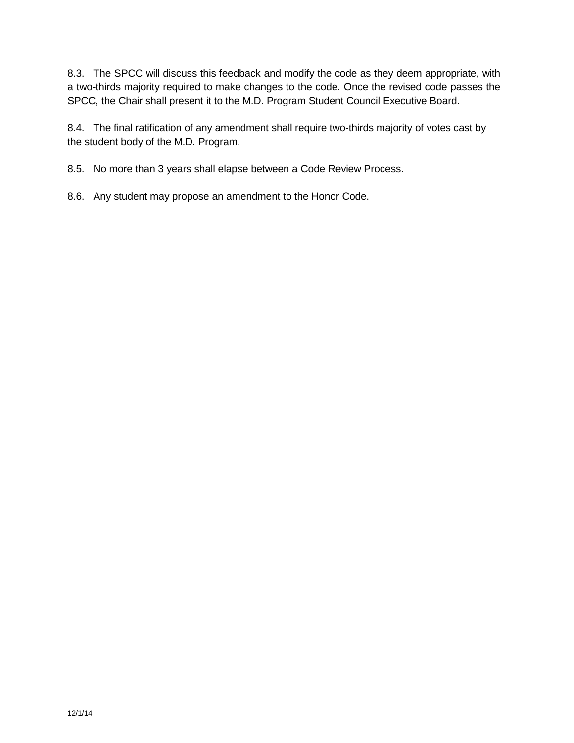8.3. The SPCC will discuss this feedback and modify the code as they deem appropriate, with a two-thirds majority required to make changes to the code. Once the revised code passes the SPCC, the Chair shall present it to the M.D. Program Student Council Executive Board.

8.4. The final ratification of any amendment shall require two-thirds majority of votes cast by the student body of the M.D. Program.

8.5. No more than 3 years shall elapse between a Code Review Process.

8.6. Any student may propose an amendment to the Honor Code.